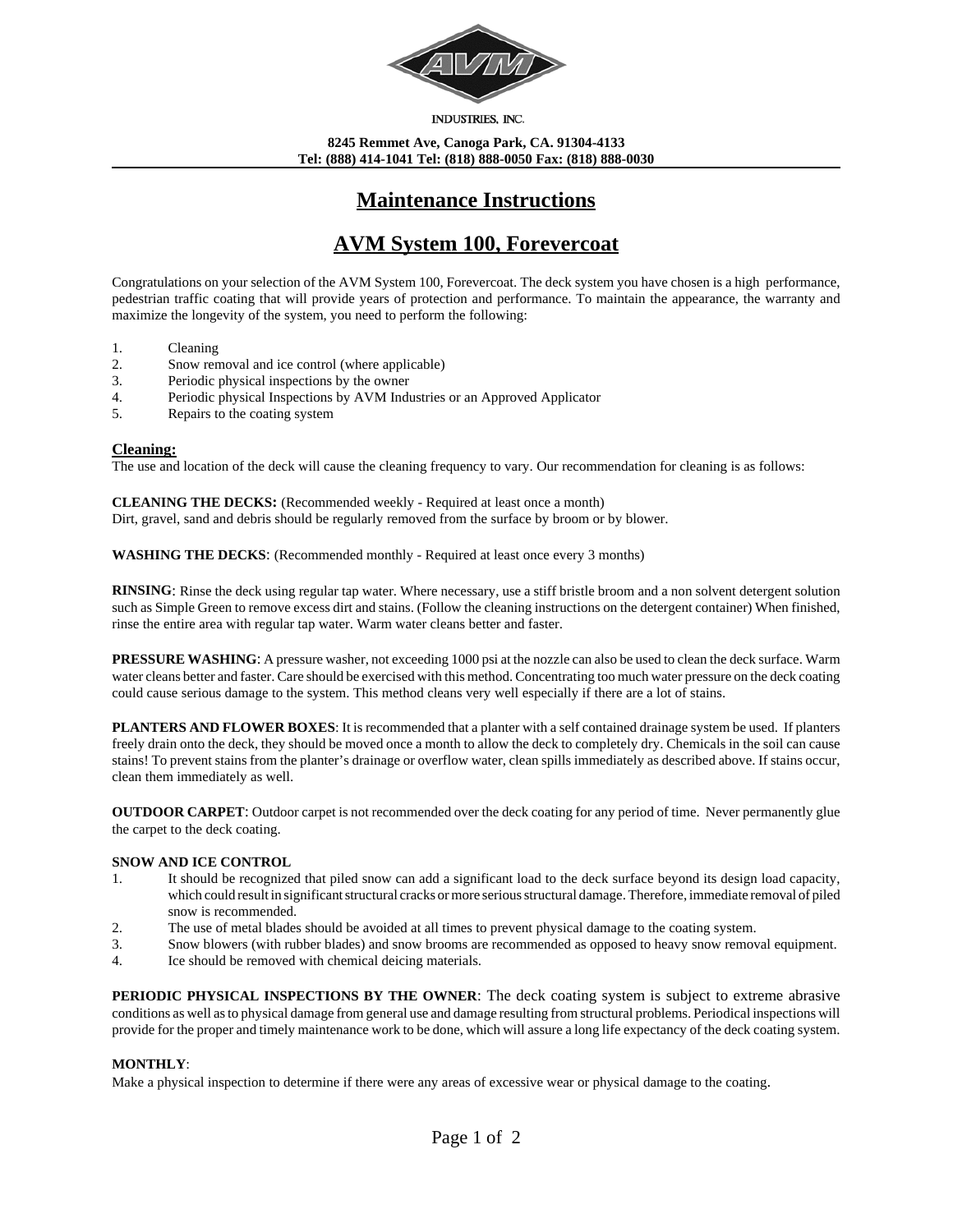INDUSTRIES, INC.

**8245 Remmet Ave, Canoga Park, CA. 91304-4133**
**Tel: (888) 414-1041 Tel: (818) 888-0050 Fax: (818) 888-0030**

# Maintenance Instructions

# AVM System 100, Forevercoat

Congratulations on your selection of the AVM System 100, Forevercoat. The deck system you have chosen is a high performance, pedestrian traffic coating that will provide years of protection and performance. To maintain the appearance, the warranty and maximize the longevity of the system, you need to perform the following:

1. Cleaning
2. Snow removal and ice control (where applicable)
3. Periodic physical inspections by the owner
4. Periodic physical Inspections by AVM Industries or an Approved Applicator
5. Repairs to the coating system

## Cleaning:

The use and location of the deck will cause the cleaning frequency to vary. Our recommendation for cleaning is as follows:

**CLEANING THE DECKS:** (Recommended weekly - Required at least once a month)
Dirt, gravel, sand and debris should be regularly removed from the surface by broom or by blower.

**WASHING THE DECKS**: (Recommended monthly - Required at least once every 3 months)

**RINSING**: Rinse the deck using regular tap water. Where necessary, use a stiff bristle broom and a non solvent detergent solution such as Simple Green to remove excess dirt and stains. (Follow the cleaning instructions on the detergent container) When finished, rinse the entire area with regular tap water. Warm water cleans better and faster.

**PRESSURE WASHING**: A pressure washer, not exceeding 1000 psi at the nozzle can also be used to clean the deck surface. Warm water cleans better and faster. Care should be exercised with this method. Concentrating too much water pressure on the deck coating could cause serious damage to the system. This method cleans very well especially if there are a lot of stains.

**PLANTERS AND FLOWER BOXES**: It is recommended that a planter with a self contained drainage system be used. If planters freely drain onto the deck, they should be moved once a month to allow the deck to completely dry. Chemicals in the soil can cause stains! To prevent stains from the planter's drainage or overflow water, clean spills immediately as described above. If stains occur, clean them immediately as well.

**OUTDOOR CARPET**: Outdoor carpet is not recommended over the deck coating for any period of time. Never permanently glue the carpet to the deck coating.

### SNOW AND ICE CONTROL

1. It should be recognized that piled snow can add a significant load to the deck surface beyond its design load capacity, which could result in significant structural cracks or more serious structural damage. Therefore, immediate removal of piled snow is recommended.
2. The use of metal blades should be avoided at all times to prevent physical damage to the coating system.
3. Snow blowers (with rubber blades) and snow brooms are recommended as opposed to heavy snow removal equipment.
4. Ice should be removed with chemical deicing materials.

**PERIODIC PHYSICAL INSPECTIONS BY THE OWNER**: The deck coating system is subject to extreme abrasive conditions as well as to physical damage from general use and damage resulting from structural problems. Periodical inspections will provide for the proper and timely maintenance work to be done, which will assure a long life expectancy of the deck coating system.

**MONTHLY**:
Make a physical inspection to determine if there were any areas of excessive wear or physical damage to the coating.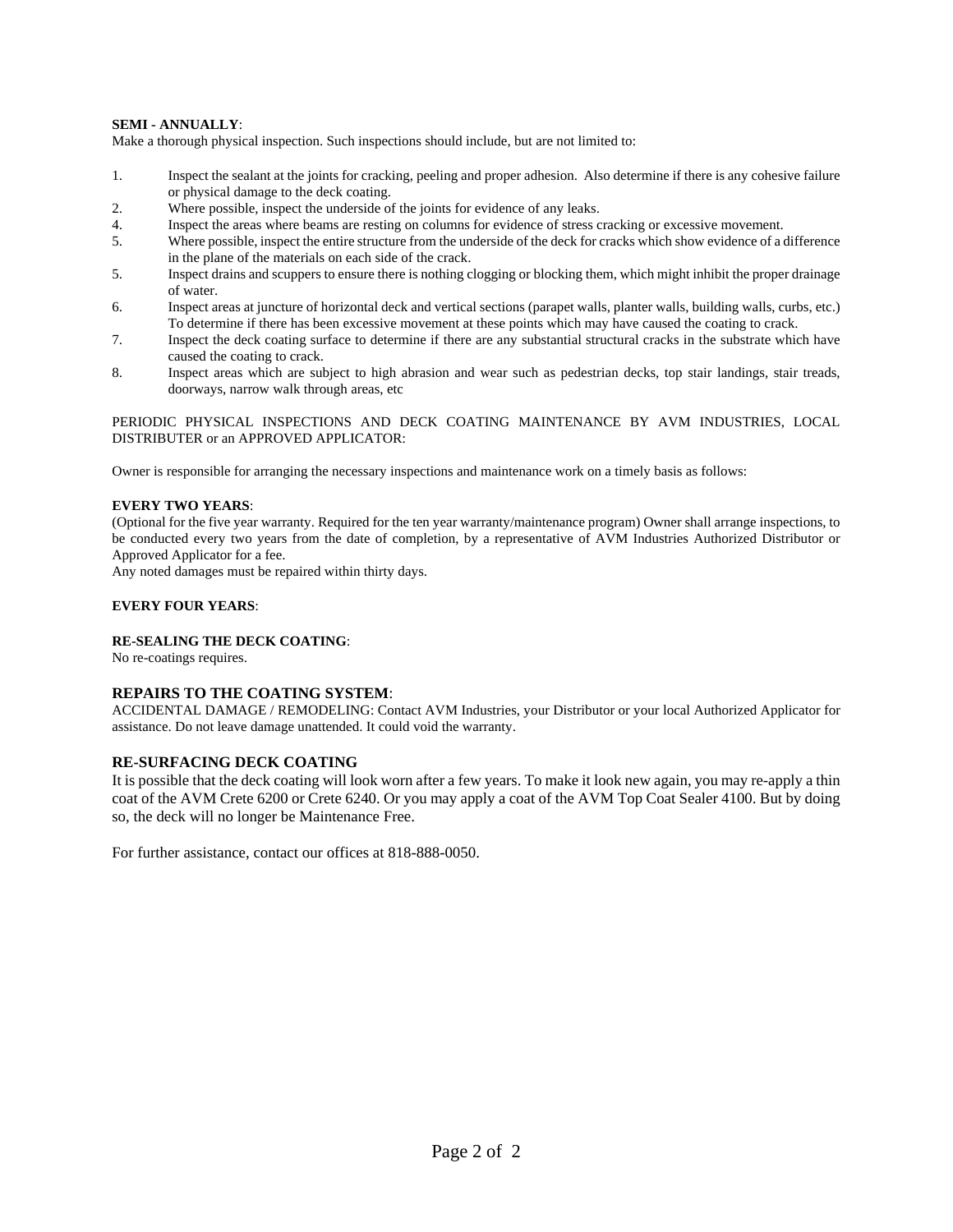**SEMI - ANNUALLY**:
Make a thorough physical inspection. Such inspections should include, but are not limited to:

1. Inspect the sealant at the joints for cracking, peeling and proper adhesion. Also determine if there is any cohesive failure or physical damage to the deck coating.
2. Where possible, inspect the underside of the joints for evidence of any leaks.
4. Inspect the areas where beams are resting on columns for evidence of stress cracking or excessive movement.
5. Where possible, inspect the entire structure from the underside of the deck for cracks which show evidence of a difference in the plane of the materials on each side of the crack.
5. Inspect drains and scuppers to ensure there is nothing clogging or blocking them, which might inhibit the proper drainage of water.
6. Inspect areas at juncture of horizontal deck and vertical sections (parapet walls, planter walls, building walls, curbs, etc.) To determine if there has been excessive movement at these points which may have caused the coating to crack.
7. Inspect the deck coating surface to determine if there are any substantial structural cracks in the substrate which have caused the coating to crack.
8. Inspect areas which are subject to high abrasion and wear such as pedestrian decks, top stair landings, stair treads, doorways, narrow walk through areas, etc

PERIODIC PHYSICAL INSPECTIONS AND DECK COATING MAINTENANCE BY AVM INDUSTRIES, LOCAL DISTRIBUTER or an APPROVED APPLICATOR:

Owner is responsible for arranging the necessary inspections and maintenance work on a timely basis as follows:

**EVERY TWO YEARS**:
(Optional for the five year warranty. Required for the ten year warranty/maintenance program) Owner shall arrange inspections, to be conducted every two years from the date of completion, by a representative of AVM Industries Authorized Distributor or Approved Applicator for a fee.
Any noted damages must be repaired within thirty days.

**EVERY FOUR YEARS**:

**RE-SEALING THE DECK COATING**:
No re-coatings requires.

### REPAIRS TO THE COATING SYSTEM:

ACCIDENTAL DAMAGE / REMODELING: Contact AVM Industries, your Distributor or your local Authorized Applicator for assistance. Do not leave damage unattended. It could void the warranty.

### RE-SURFACING DECK COATING

It is possible that the deck coating will look worn after a few years. To make it look new again, you may re-apply a thin coat of the AVM Crete 6200 or Crete 6240. Or you may apply a coat of the AVM Top Coat Sealer 4100. But by doing so, the deck will no longer be Maintenance Free.

For further assistance, contact our offices at 818-888-0050.